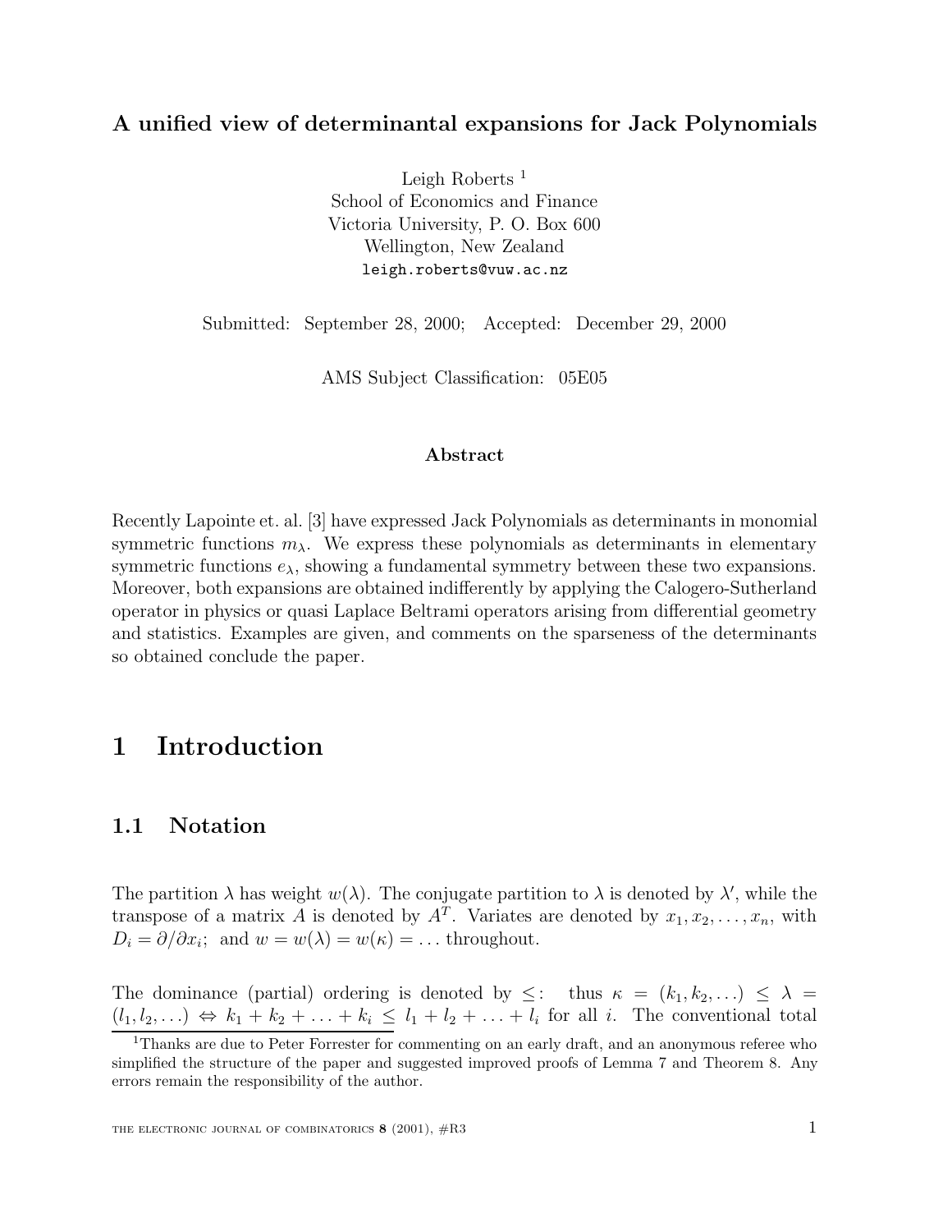# A unified view of determinantal expansions for Jack Polynomials

Leigh Roberts [1]
School of Economics and Finance
Victoria University, P. O. Box 600
Wellington, New Zealand
leigh.roberts@vuw.ac.nz

Submitted: September 28, 2000; Accepted: December 29, 2000

AMS Subject Classification: 05E05

### Abstract

Recently Lapointe et. al. [3] have expressed Jack Polynomials as determinants in monomial symmetric functions $m_\lambda$. We express these polynomials as determinants in elementary symmetric functions $e_\lambda$, showing a fundamental symmetry between these two expansions. Moreover, both expansions are obtained indifferently by applying the Calogero-Sutherland operator in physics or quasi Laplace Beltrami operators arising from differential geometry and statistics. Examples are given, and comments on the sparseness of the determinants so obtained conclude the paper.

## 1 Introduction

### 1.1 Notation

The partition $\lambda$ has weight $w(\lambda)$. The conjugate partition to $\lambda$ is denoted by $\lambda'$, while the transpose of a matrix $A$ is denoted by $A^T$. Variates are denoted by $x_1, x_2, \ldots, x_n$, with $D_i = \partial/\partial x_i$; and $w = w(\lambda) = w(\kappa) = \ldots$ throughout.

The dominance (partial) ordering is denoted by $\leq$: thus $\kappa = (k_1, k_2, \ldots) \leq \lambda = (l_1, l_2, \ldots) \Leftrightarrow k_1 + k_2 + \ldots + k_i \leq l_1 + l_2 + \ldots + l_i$ for all $i$. The conventional total

[1] Thanks are due to Peter Forrester for commenting on an early draft, and an anonymous referee who simplified the structure of the paper and suggested improved proofs of Lemma 7 and Theorem 8. Any errors remain the responsibility of the author.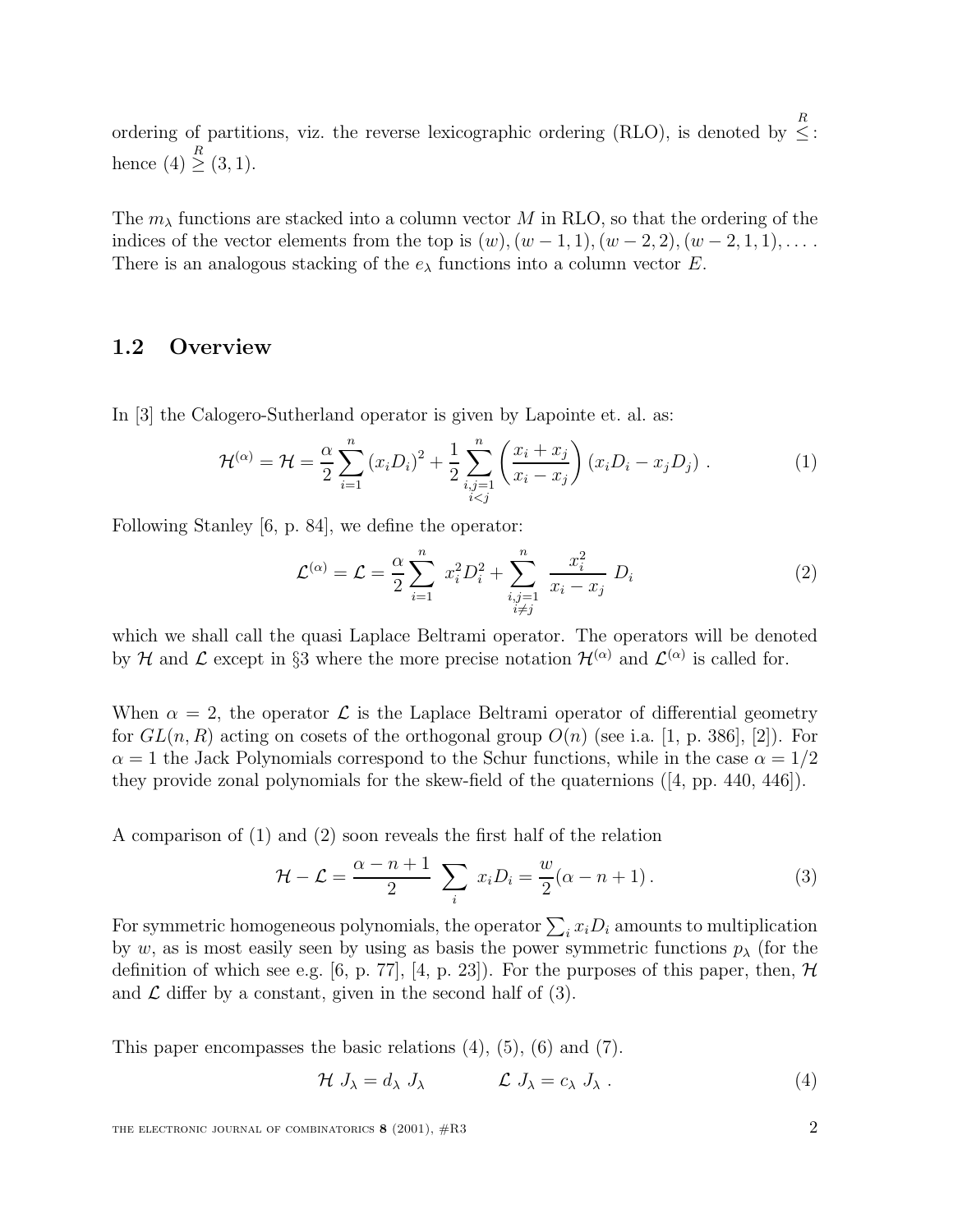ordering of partitions, viz. the reverse lexicographic ordering (RLO), is denoted by $\stackrel{R}{\leq}$: hence $(4) \stackrel{R}{\geq} (3,1)$.

The $m_\lambda$ functions are stacked into a column vector $M$ in RLO, so that the ordering of the indices of the vector elements from the top is $(w), (w-1,1), (w-2,2), (w-2,1,1), \ldots$ . There is an analogous stacking of the $e_\lambda$ functions into a column vector $E$.

## 1.2 Overview

In [3] the Calogero-Sutherland operator is given by Lapointe et. al. as:

$$\mathcal{H}^{(\alpha)} = \mathcal{H} = \frac{\alpha}{2} \sum_{i=1}^{n} (x_i D_i)^2 + \frac{1}{2} \sum_{\substack{i,j=1 \\ i<j}}^{n} \left( \frac{x_i + x_j}{x_i - x_j} \right) (x_i D_i - x_j D_j) \, . \tag{1}$$

Following Stanley [6, p. 84], we define the operator:

$$\mathcal{L}^{(\alpha)} = \mathcal{L} = \frac{\alpha}{2} \sum_{i=1}^{n} \; x_i^2 D_i^2 + \sum_{\substack{i,j=1 \\ i \neq j}}^{n} \; \frac{x_i^2}{x_i - x_j} \; D_i \tag{2}$$

which we shall call the quasi Laplace Beltrami operator. The operators will be denoted by $\mathcal{H}$ and $\mathcal{L}$ except in §3 where the more precise notation $\mathcal{H}^{(\alpha)}$ and $\mathcal{L}^{(\alpha)}$ is called for.

When $\alpha = 2$, the operator $\mathcal{L}$ is the Laplace Beltrami operator of differential geometry for $GL(n, R)$ acting on cosets of the orthogonal group $O(n)$ (see i.a. [1, p. 386], [2]). For $\alpha = 1$ the Jack Polynomials correspond to the Schur functions, while in the case $\alpha = 1/2$ they provide zonal polynomials for the skew-field of the quaternions ([4, pp. 440, 446]).

A comparison of (1) and (2) soon reveals the first half of the relation

$$\mathcal{H} - \mathcal{L} = \frac{\alpha - n + 1}{2} \; \sum_i \; x_i D_i = \frac{w}{2}(\alpha - n + 1) \, . \tag{3}$$

For symmetric homogeneous polynomials, the operator $\sum_i x_i D_i$ amounts to multiplication by $w$, as is most easily seen by using as basis the power symmetric functions $p_\lambda$ (for the definition of which see e.g. [6, p. 77], [4, p. 23]). For the purposes of this paper, then, $\mathcal{H}$ and $\mathcal{L}$ differ by a constant, given in the second half of (3).

This paper encompasses the basic relations (4), (5), (6) and (7).

$$\mathcal{H} \; J_\lambda = d_\lambda \; J_\lambda \qquad\qquad \mathcal{L} \; J_\lambda = c_\lambda \; J_\lambda \; . \tag{4}$$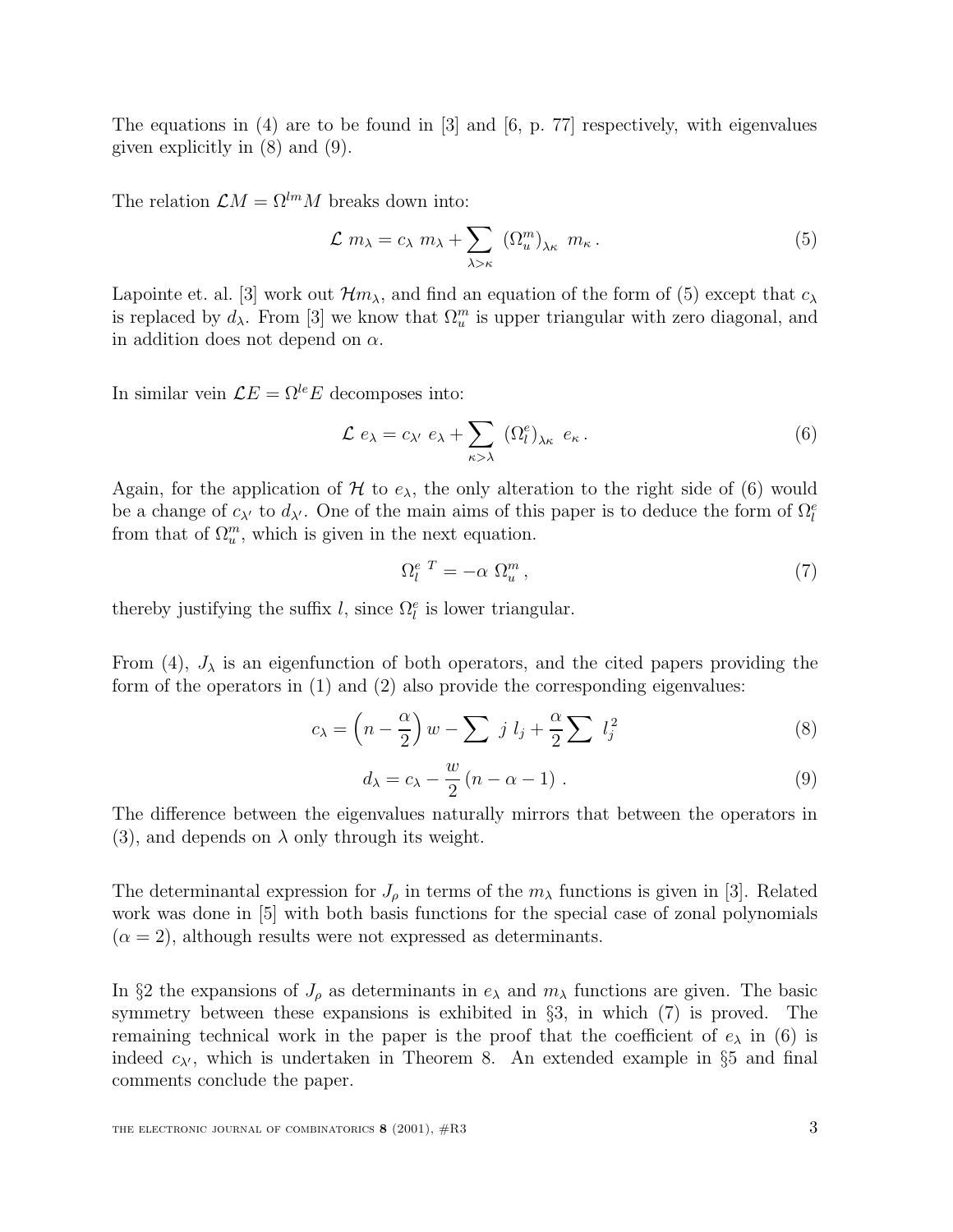The equations in (4) are to be found in [3] and [6, p. 77] respectively, with eigenvalues given explicitly in (8) and (9).

The relation $\mathcal{L}M = \Omega^{lm} M$ breaks down into:

$$\mathcal{L}\ m_\lambda = c_\lambda\ m_\lambda + \sum_{\lambda > \kappa} \ (\Omega^m_u)_{\lambda\kappa}\ m_\kappa\,. \tag{5}$$

Lapointe et. al. [3] work out $\mathcal{H}m_\lambda$, and find an equation of the form of (5) except that $c_\lambda$ is replaced by $d_\lambda$. From [3] we know that $\Omega^m_u$ is upper triangular with zero diagonal, and in addition does not depend on $\alpha$.

In similar vein $\mathcal{L}E = \Omega^{le} E$ decomposes into:

$$\mathcal{L}\ e_\lambda = c_{\lambda'}\ e_\lambda + \sum_{\kappa > \lambda} \ (\Omega^e_l)_{\lambda\kappa}\ e_\kappa\,. \tag{6}$$

Again, for the application of $\mathcal{H}$ to $e_\lambda$, the only alteration to the right side of (6) would be a change of $c_{\lambda'}$ to $d_{\lambda'}$. One of the main aims of this paper is to deduce the form of $\Omega^e_l$ from that of $\Omega^m_u$, which is given in the next equation.

$$\Omega^{e\ T}_l = -\alpha\ \Omega^m_u\,, \tag{7}$$

thereby justifying the suffix $l$, since $\Omega^e_l$ is lower triangular.

From (4), $J_\lambda$ is an eigenfunction of both operators, and the cited papers providing the form of the operators in (1) and (2) also provide the corresponding eigenvalues:

$$c_\lambda = \left(n - \frac{\alpha}{2}\right) w - \sum\ j\ l_j + \frac{\alpha}{2} \sum\ l_j^2 \tag{8}$$

$$d_\lambda = c_\lambda - \frac{w}{2}\left(n - \alpha - 1\right)\,. \tag{9}$$

The difference between the eigenvalues naturally mirrors that between the operators in (3), and depends on $\lambda$ only through its weight.

The determinantal expression for $J_\rho$ in terms of the $m_\lambda$ functions is given in [3]. Related work was done in [5] with both basis functions for the special case of zonal polynomials ($\alpha = 2$), although results were not expressed as determinants.

In §2 the expansions of $J_\rho$ as determinants in $e_\lambda$ and $m_\lambda$ functions are given. The basic symmetry between these expansions is exhibited in §3, in which (7) is proved. The remaining technical work in the paper is the proof that the coefficient of $e_\lambda$ in (6) is indeed $c_{\lambda'}$, which is undertaken in Theorem 8. An extended example in §5 and final comments conclude the paper.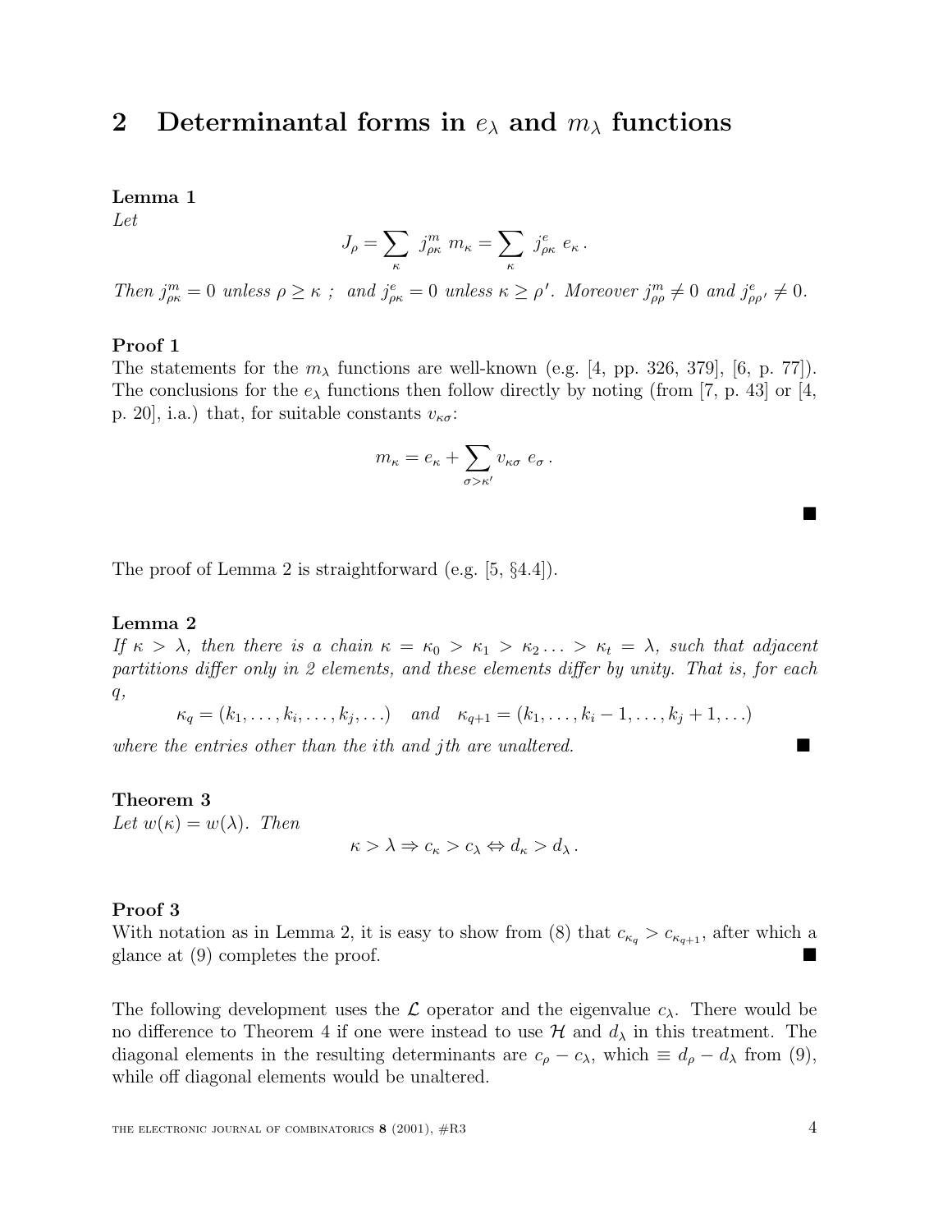## 2 Determinantal forms in $e_\lambda$ and $m_\lambda$ functions

**Lemma 1**
*Let*

$$J_\rho = \sum_\kappa \; j^m_{\rho\kappa} \; m_\kappa = \sum_\kappa \; j^e_{\rho\kappa} \; e_\kappa \,.$$

*Then* $j^m_{\rho\kappa} = 0$ *unless* $\rho \geq \kappa$ *; and* $j^e_{\rho\kappa} = 0$ *unless* $\kappa \geq \rho'$*. Moreover* $j^m_{\rho\rho} \neq 0$ *and* $j^e_{\rho\rho'} \neq 0$*.*

**Proof 1**
The statements for the $m_\lambda$ functions are well-known (e.g. [4, pp. 326, 379], [6, p. 77]). The conclusions for the $e_\lambda$ functions then follow directly by noting (from [7, p. 43] or [4, p. 20], i.a.) that, for suitable constants $v_{\kappa\sigma}$:

$$m_\kappa = e_\kappa + \sum_{\sigma > \kappa'} v_{\kappa\sigma} \; e_\sigma \,.$$

■

The proof of Lemma 2 is straightforward (e.g. [5, §4.4]).

**Lemma 2**
*If* $\kappa > \lambda$*, then there is a chain* $\kappa = \kappa_0 > \kappa_1 > \kappa_2 \ldots > \kappa_t = \lambda$*, such that adjacent partitions differ only in 2 elements, and these elements differ by unity. That is, for each* $q$*,*

$$\kappa_q = (k_1, \ldots, k_i, \ldots, k_j, \ldots) \quad \textit{and} \quad \kappa_{q+1} = (k_1, \ldots, k_i - 1, \ldots, k_j + 1, \ldots)$$

*where the entries other than the ith and jth are unaltered.* ■

**Theorem 3**
*Let* $w(\kappa) = w(\lambda)$*. Then*

$$\kappa > \lambda \Rightarrow c_\kappa > c_\lambda \Leftrightarrow d_\kappa > d_\lambda \,.$$

**Proof 3**
With notation as in Lemma 2, it is easy to show from (8) that $c_{\kappa_q} > c_{\kappa_{q+1}}$, after which a glance at (9) completes the proof. ■

The following development uses the $\mathcal{L}$ operator and the eigenvalue $c_\lambda$. There would be no difference to Theorem 4 if one were instead to use $\mathcal{H}$ and $d_\lambda$ in this treatment. The diagonal elements in the resulting determinants are $c_\rho - c_\lambda$, which $\equiv d_\rho - d_\lambda$ from (9), while off diagonal elements would be unaltered.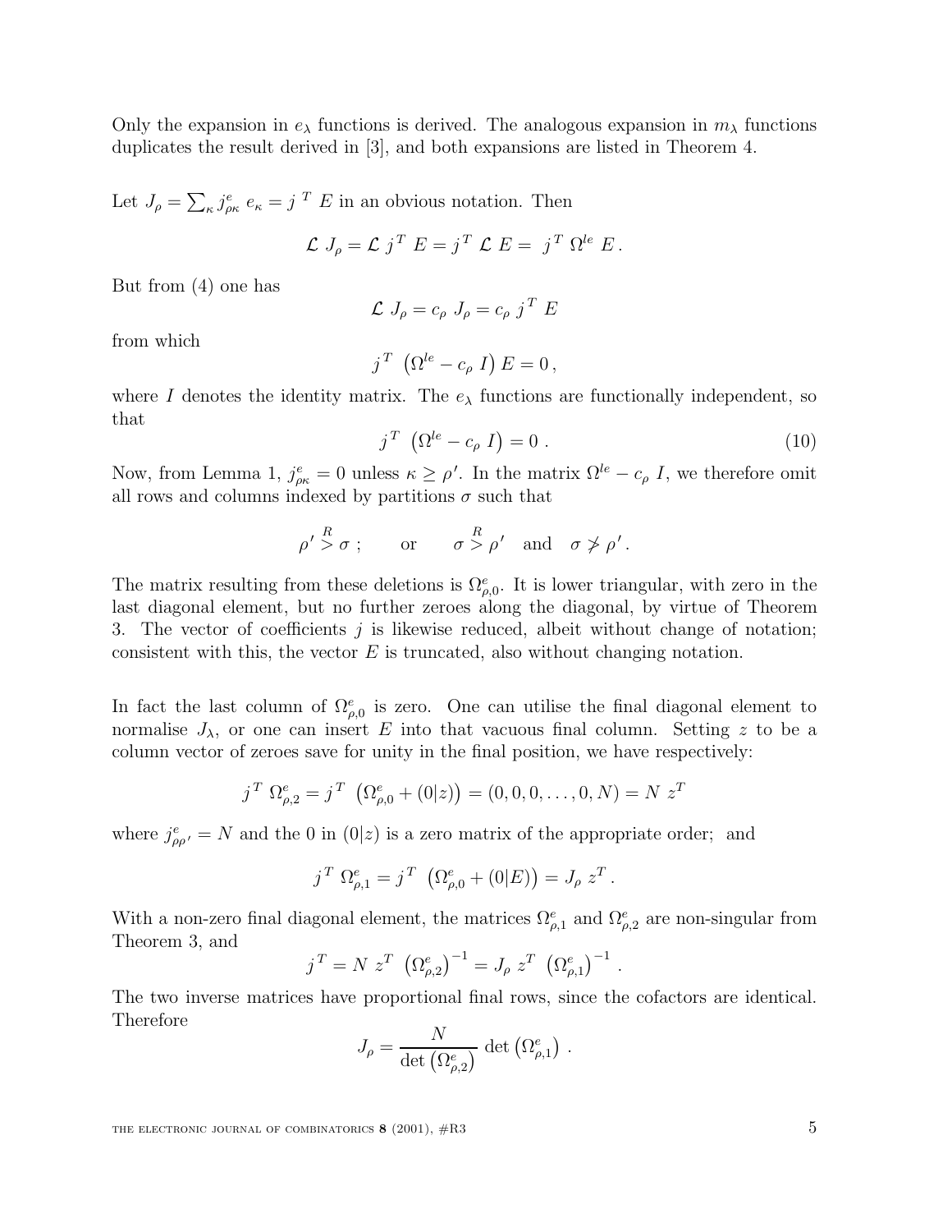Only the expansion in $e_\lambda$ functions is derived. The analogous expansion in $m_\lambda$ functions duplicates the result derived in [3], and both expansions are listed in Theorem 4.

Let $J_\rho = \sum_\kappa j^e_{\rho\kappa}\, e_\kappa = j^{\,T}\, E$ in an obvious notation. Then

$$\mathcal{L}\ J_\rho = \mathcal{L}\ j^{\,T}\ E = j^{\,T}\ \mathcal{L}\ E = \ j^{\,T}\ \Omega^{le}\ E\,.$$

But from (4) one has

$$\mathcal{L}\ J_\rho = c_\rho\ J_\rho = c_\rho\ j^{\,T}\ E$$

from which

$$j^{\,T}\ \left(\Omega^{le} - c_\rho\ I\right) E = 0\,,$$

where $I$ denotes the identity matrix. The $e_\lambda$ functions are functionally independent, so that

$$j^{\,T}\ \left(\Omega^{le} - c_\rho\ I\right) = 0\ . \tag{10}$$

Now, from Lemma 1, $j^e_{\rho\kappa} = 0$ unless $\kappa \geq \rho'$. In the matrix $\Omega^{le} - c_\rho\ I$, we therefore omit all rows and columns indexed by partitions $\sigma$ such that

$$\rho' \overset{R}{>} \sigma\ ; \qquad \text{or} \qquad \sigma \overset{R}{>} \rho' \quad \text{and} \quad \sigma \not> \rho'\,.$$

The matrix resulting from these deletions is $\Omega^e_{\rho,0}$. It is lower triangular, with zero in the last diagonal element, but no further zeroes along the diagonal, by virtue of Theorem 3. The vector of coefficients $j$ is likewise reduced, albeit without change of notation; consistent with this, the vector $E$ is truncated, also without changing notation.

In fact the last column of $\Omega^e_{\rho,0}$ is zero. One can utilise the final diagonal element to normalise $J_\lambda$, or one can insert $E$ into that vacuous final column. Setting $z$ to be a column vector of zeroes save for unity in the final position, we have respectively:

$$j^{\,T}\ \Omega^e_{\rho,2} = j^{\,T}\ \left(\Omega^e_{\rho,0} + (0|z)\right) = (0, 0, 0, \ldots, 0, N) = N\ z^T$$

where $j^e_{\rho\rho'} = N$ and the 0 in $(0|z)$ is a zero matrix of the appropriate order; and

$$j^{\,T}\ \Omega^e_{\rho,1} = j^{\,T}\ \left(\Omega^e_{\rho,0} + (0|E)\right) = J_\rho\ z^T\,.$$

With a non-zero final diagonal element, the matrices $\Omega^e_{\rho,1}$ and $\Omega^e_{\rho,2}$ are non-singular from Theorem 3, and

$$j^{\,T} = N\ z^T\ \left(\Omega^e_{\rho,2}\right)^{-1} = J_\rho\ z^T\ \left(\Omega^e_{\rho,1}\right)^{-1}\,.$$

The two inverse matrices have proportional final rows, since the cofactors are identical. Therefore

$$J_\rho = \frac{N}{\det\left(\Omega^e_{\rho,2}\right)}\ \det\left(\Omega^e_{\rho,1}\right)\,.$$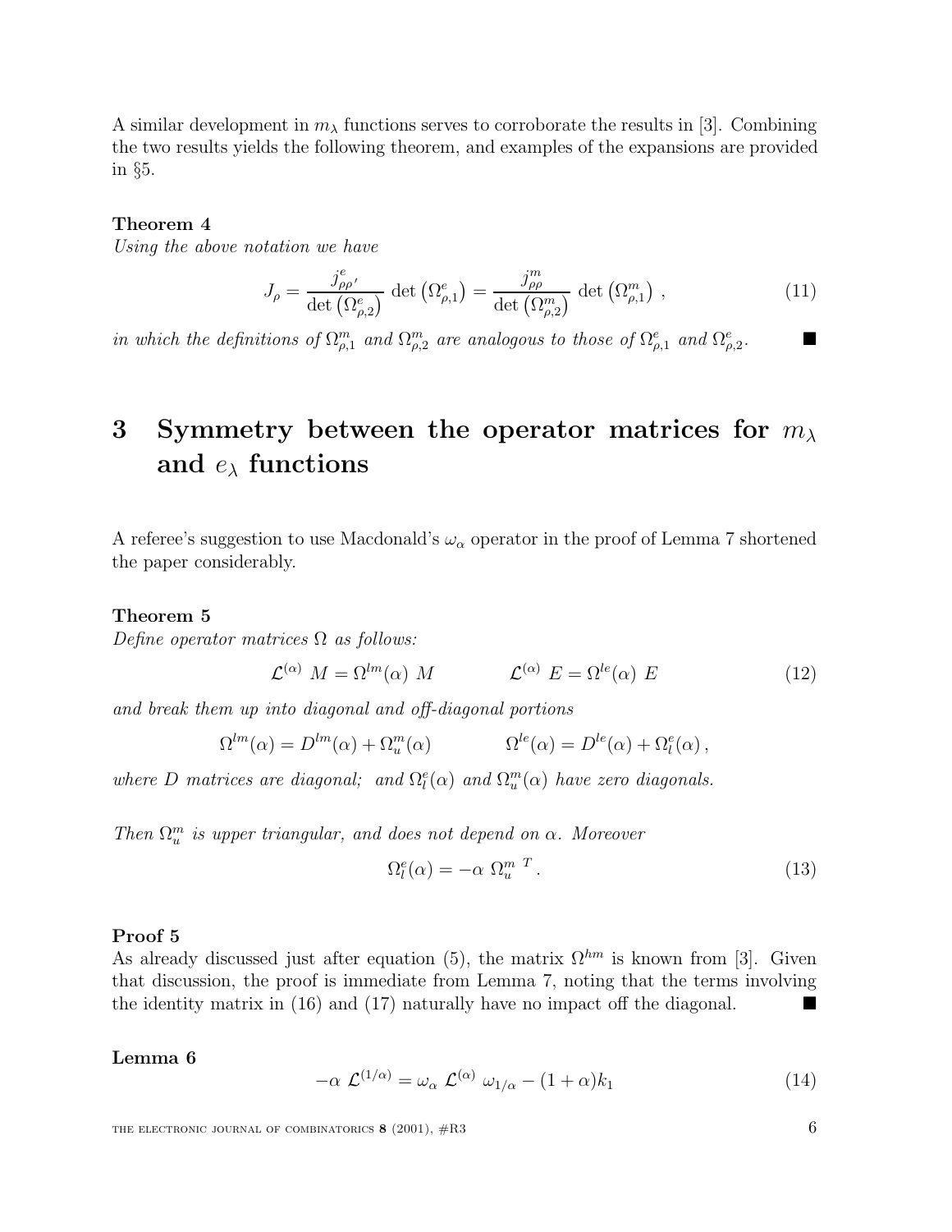A similar development in $m_\lambda$ functions serves to corroborate the results in [3]. Combining the two results yields the following theorem, and examples of the expansions are provided in §5.

**Theorem 4**
*Using the above notation we have*

$$J_\rho = \frac{j^e_{\rho\rho'}}{\det\left(\Omega^e_{\rho,2}\right)} \det\left(\Omega^e_{\rho,1}\right) = \frac{j^m_{\rho\rho}}{\det\left(\Omega^m_{\rho,2}\right)} \det\left(\Omega^m_{\rho,1}\right) , \tag{11}$$

*in which the definitions of $\Omega^m_{\rho,1}$ and $\Omega^m_{\rho,2}$ are analogous to those of $\Omega^e_{\rho,1}$ and $\Omega^e_{\rho,2}$.* ∎

# 3 Symmetry between the operator matrices for $m_\lambda$ and $e_\lambda$ functions

A referee's suggestion to use Macdonald's $\omega_\alpha$ operator in the proof of Lemma 7 shortened the paper considerably.

**Theorem 5**
*Define operator matrices $\Omega$ as follows:*

$$\mathcal{L}^{(\alpha)}\ M = \Omega^{lm}(\alpha)\ M \qquad\qquad \mathcal{L}^{(\alpha)}\ E = \Omega^{le}(\alpha)\ E \tag{12}$$

*and break them up into diagonal and off-diagonal portions*

$$\Omega^{lm}(\alpha) = D^{lm}(\alpha) + \Omega^m_u(\alpha) \qquad\qquad \Omega^{le}(\alpha) = D^{le}(\alpha) + \Omega^e_l(\alpha)\,,$$

*where $D$ matrices are diagonal; and $\Omega^e_l(\alpha)$ and $\Omega^m_u(\alpha)$ have zero diagonals.*

*Then $\Omega^m_u$ is upper triangular, and does not depend on $\alpha$. Moreover*

$$\Omega^e_l(\alpha) = -\alpha\ \Omega^{m\ T}_u\,. \tag{13}$$

**Proof 5**
As already discussed just after equation (5), the matrix $\Omega^{hm}$ is known from [3]. Given that discussion, the proof is immediate from Lemma 7, noting that the terms involving the identity matrix in (16) and (17) naturally have no impact off the diagonal. ∎

**Lemma 6**

$$-\alpha\ \mathcal{L}^{(1/\alpha)} = \omega_\alpha\ \mathcal{L}^{(\alpha)}\ \omega_{1/\alpha} - (1+\alpha)k_1 \tag{14}$$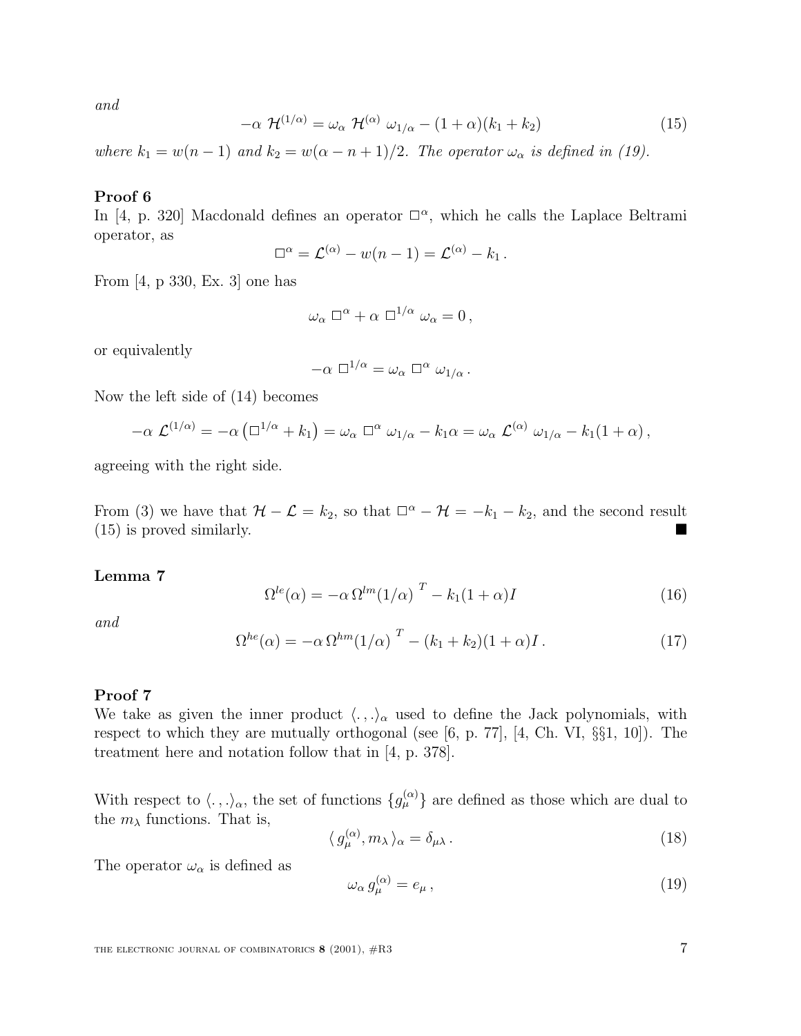*and*

$$-\alpha \ \mathcal{H}^{(1/\alpha)} = \omega_\alpha \ \mathcal{H}^{(\alpha)} \ \omega_{1/\alpha} - (1+\alpha)(k_1 + k_2) \tag{15}$$

*where $k_1 = w(n-1)$ and $k_2 = w(\alpha - n + 1)/2$. The operator $\omega_\alpha$ is defined in (19).*

**Proof 6**
In [4, p. 320] Macdonald defines an operator $\square^\alpha$, which he calls the Laplace Beltrami operator, as

$$\square^\alpha = \mathcal{L}^{(\alpha)} - w(n-1) = \mathcal{L}^{(\alpha)} - k_1 \,.$$

From [4, p 330, Ex. 3] one has

$$\omega_\alpha \ \square^\alpha + \alpha \ \square^{1/\alpha} \ \omega_\alpha = 0 \,,$$

or equivalently

$$-\alpha \ \square^{1/\alpha} = \omega_\alpha \ \square^\alpha \ \omega_{1/\alpha} \,.$$

Now the left side of (14) becomes

$$-\alpha \ \mathcal{L}^{(1/\alpha)} = -\alpha \left( \square^{1/\alpha} + k_1 \right) = \omega_\alpha \ \square^\alpha \ \omega_{1/\alpha} - k_1 \alpha = \omega_\alpha \ \mathcal{L}^{(\alpha)} \ \omega_{1/\alpha} - k_1(1+\alpha) \,,$$

agreeing with the right side.

From (3) we have that $\mathcal{H} - \mathcal{L} = k_2$, so that $\square^\alpha - \mathcal{H} = -k_1 - k_2$, and the second result (15) is proved similarly. ■

**Lemma 7**

$$\Omega^{le}(\alpha) = -\alpha \, \Omega^{lm}(1/\alpha)^{\ T} - k_1(1+\alpha) I \tag{16}$$

*and*

$$\Omega^{he}(\alpha) = -\alpha \, \Omega^{hm}(1/\alpha)^{\ T} - (k_1 + k_2)(1+\alpha) I \,. \tag{17}$$

**Proof 7**
We take as given the inner product $\langle . , . \rangle_\alpha$ used to define the Jack polynomials, with respect to which they are mutually orthogonal (see [6, p. 77], [4, Ch. VI, §§1, 10]). The treatment here and notation follow that in [4, p. 378].

With respect to $\langle . , . \rangle_\alpha$, the set of functions $\{g_\mu^{(\alpha)}\}$ are defined as those which are dual to the $m_\lambda$ functions. That is,

$$\langle \, g_\mu^{(\alpha)}, m_\lambda \, \rangle_\alpha = \delta_{\mu\lambda} \,. \tag{18}$$

The operator $\omega_\alpha$ is defined as

$$\omega_\alpha \, g_\mu^{(\alpha)} = e_\mu \,, \tag{19}$$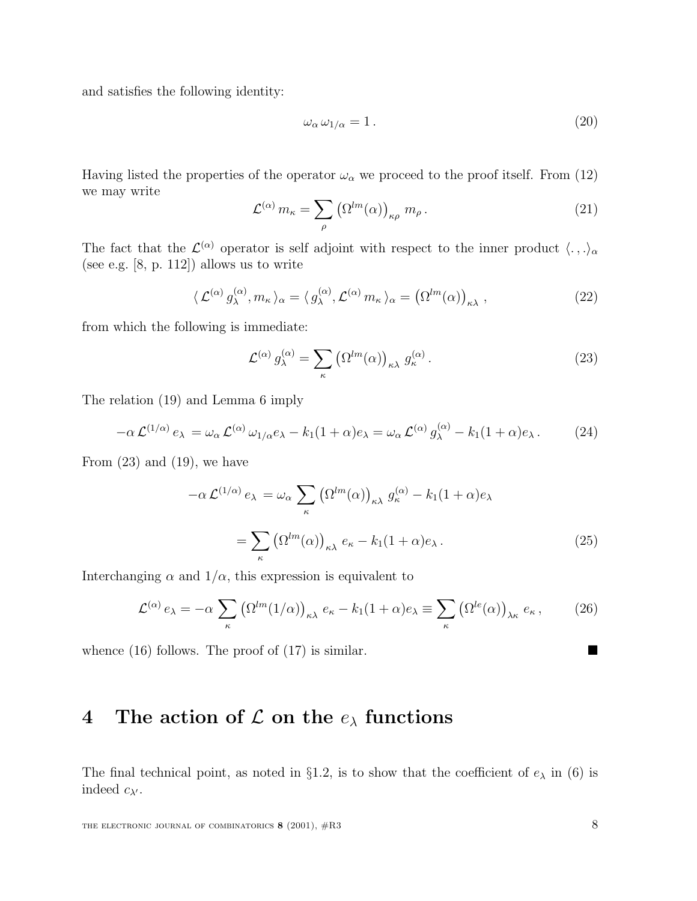and satisfies the following identity:

$$\omega_\alpha \, \omega_{1/\alpha} = 1 \, . \tag{20}$$

Having listed the properties of the operator $\omega_\alpha$ we proceed to the proof itself. From (12) we may write

$$\mathcal{L}^{(\alpha)} \, m_\kappa = \sum_\rho \left(\Omega^{lm}(\alpha)\right)_{\kappa\rho} \, m_\rho \, . \tag{21}$$

The fact that the $\mathcal{L}^{(\alpha)}$ operator is self adjoint with respect to the inner product $\langle . \, , . \rangle_\alpha$ (see e.g. [8, p. 112]) allows us to write

$$\langle \, \mathcal{L}^{(\alpha)} \, g_\lambda^{(\alpha)}, m_\kappa \, \rangle_\alpha = \langle \, g_\lambda^{(\alpha)}, \mathcal{L}^{(\alpha)} \, m_\kappa \, \rangle_\alpha = \left(\Omega^{lm}(\alpha)\right)_{\kappa\lambda} \, , \tag{22}$$

from which the following is immediate:

$$\mathcal{L}^{(\alpha)} \, g_\lambda^{(\alpha)} = \sum_\kappa \left(\Omega^{lm}(\alpha)\right)_{\kappa\lambda} \, g_\kappa^{(\alpha)} \, . \tag{23}$$

The relation (19) and Lemma 6 imply

$$-\alpha \, \mathcal{L}^{(1/\alpha)} \, e_\lambda \, = \omega_\alpha \, \mathcal{L}^{(\alpha)} \, \omega_{1/\alpha} e_\lambda - k_1(1+\alpha) e_\lambda = \omega_\alpha \, \mathcal{L}^{(\alpha)} \, g_\lambda^{(\alpha)} - k_1(1+\alpha) e_\lambda \, . \tag{24}$$

From (23) and (19), we have

$$\begin{aligned} -\alpha \, \mathcal{L}^{(1/\alpha)} \, e_\lambda \, &= \omega_\alpha \sum_\kappa \left(\Omega^{lm}(\alpha)\right)_{\kappa\lambda} \, g_\kappa^{(\alpha)} - k_1(1+\alpha) e_\lambda \\ &= \sum_\kappa \left(\Omega^{lm}(\alpha)\right)_{\kappa\lambda} \, e_\kappa - k_1(1+\alpha) e_\lambda \, . \end{aligned} \tag{25}$$

Interchanging $\alpha$ and $1/\alpha$, this expression is equivalent to

$$\mathcal{L}^{(\alpha)} \, e_\lambda = -\alpha \sum_\kappa \left(\Omega^{lm}(1/\alpha)\right)_{\kappa\lambda} \, e_\kappa - k_1(1+\alpha) e_\lambda \equiv \sum_\kappa \left(\Omega^{le}(\alpha)\right)_{\lambda\kappa} \, e_\kappa \, , \tag{26}$$

whence (16) follows. The proof of (17) is similar. ■

# 4 The action of $\mathcal{L}$ on the $e_\lambda$ functions

The final technical point, as noted in §1.2, is to show that the coefficient of $e_\lambda$ in (6) is indeed $c_{\lambda'}$.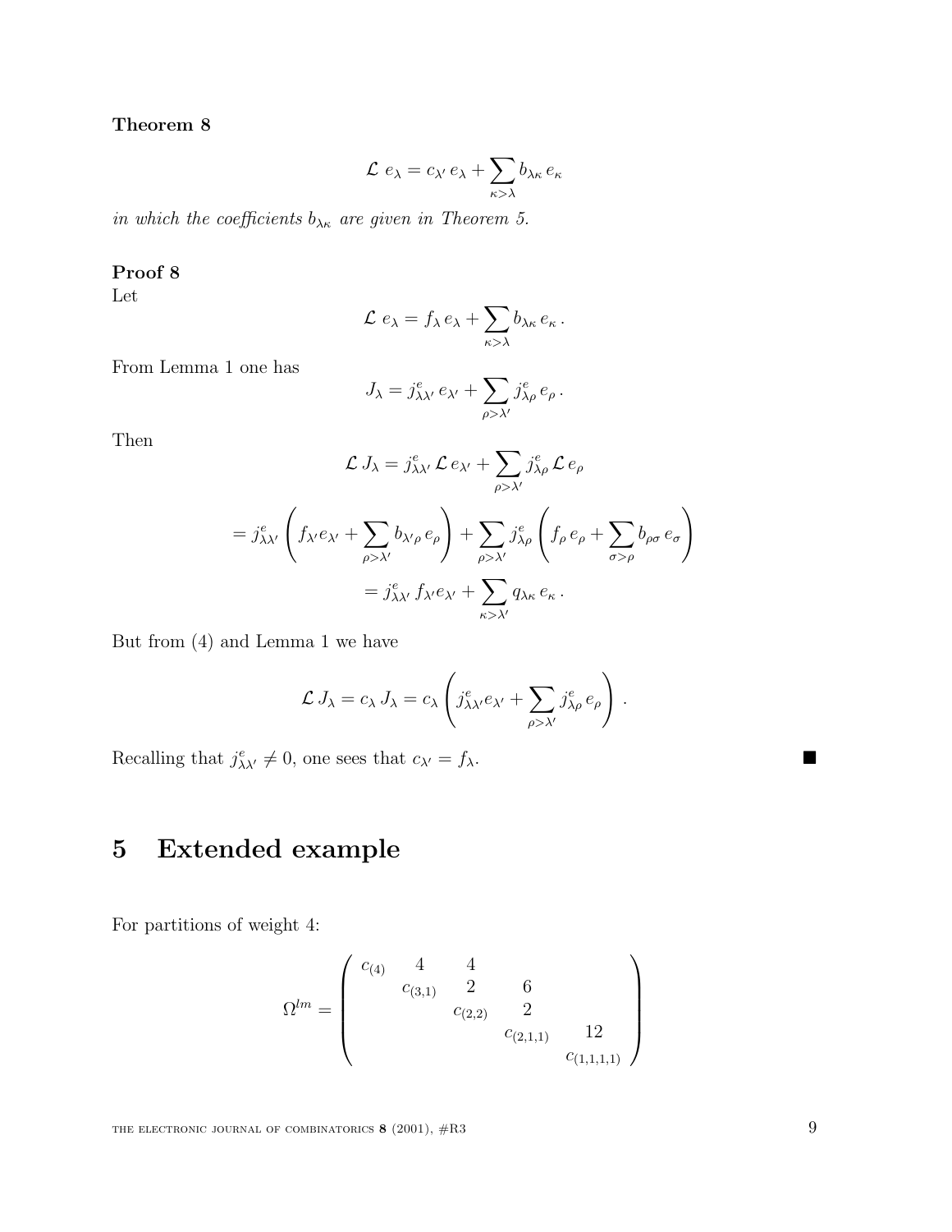**Theorem 8**

$$\mathcal{L}\ e_\lambda = c_{\lambda'}\, e_\lambda + \sum_{\kappa>\lambda} b_{\lambda\kappa}\, e_\kappa$$

*in which the coefficients $b_{\lambda\kappa}$ are given in Theorem 5.*

**Proof 8**
Let

$$\mathcal{L}\ e_\lambda = f_\lambda\, e_\lambda + \sum_{\kappa>\lambda} b_{\lambda\kappa}\, e_\kappa\, .$$

From Lemma 1 one has

$$J_\lambda = j^e_{\lambda\lambda'}\, e_{\lambda'} + \sum_{\rho>\lambda'} j^e_{\lambda\rho}\, e_\rho\, .$$

Then

$$\mathcal{L}\ J_\lambda = j^e_{\lambda\lambda'}\, \mathcal{L}\, e_{\lambda'} + \sum_{\rho>\lambda'} j^e_{\lambda\rho}\, \mathcal{L}\, e_\rho$$

$$= j^e_{\lambda\lambda'} \left( f_{\lambda'} e_{\lambda'} + \sum_{\rho>\lambda'} b_{\lambda'\rho}\, e_\rho \right) + \sum_{\rho>\lambda'} j^e_{\lambda\rho} \left( f_\rho\, e_\rho + \sum_{\sigma>\rho} b_{\rho\sigma}\, e_\sigma \right)$$

$$= j^e_{\lambda\lambda'}\, f_{\lambda'} e_{\lambda'} + \sum_{\kappa>\lambda'} q_{\lambda\kappa}\, e_\kappa\, .$$

But from (4) and Lemma 1 we have

$$\mathcal{L}\ J_\lambda = c_\lambda\, J_\lambda = c_\lambda \left( j^e_{\lambda\lambda'} e_{\lambda'} + \sum_{\rho>\lambda'} j^e_{\lambda\rho}\, e_\rho \right)\, .$$

Recalling that $j^e_{\lambda\lambda'} \neq 0$, one sees that $c_{\lambda'} = f_\lambda$. ■

# 5 Extended example

For partitions of weight 4:

$$\Omega^{lm} = \begin{pmatrix} c_{(4)} & 4 & 4 & & \\ & c_{(3,1)} & 2 & 6 & \\ & & c_{(2,2)} & 2 & \\ & & & c_{(2,1,1)} & 12 \\ & & & & c_{(1,1,1,1)} \end{pmatrix}$$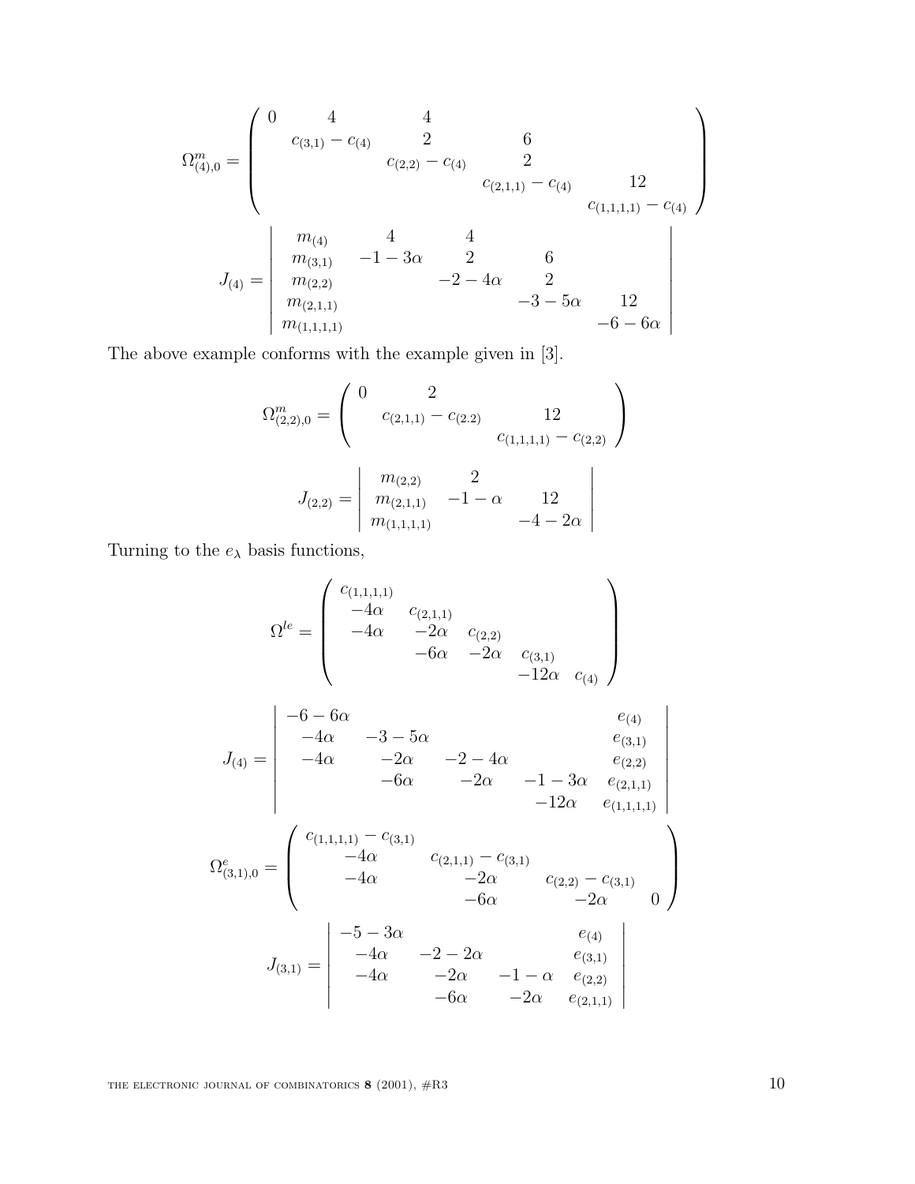$$
\Omega^m_{(4),0} = \begin{pmatrix} 0 & 4 & 4 & & \\ & c_{(3,1)} - c_{(4)} & 2 & 6 & \\ & & c_{(2,2)} - c_{(4)} & 2 & \\ & & & c_{(2,1,1)} - c_{(4)} & 12 \\ & & & & c_{(1,1,1,1)} - c_{(4)} \end{pmatrix}
$$

$$
J_{(4)} = \begin{vmatrix} m_{(4)} & 4 & 4 & & \\ m_{(3,1)} & -1-3\alpha & 2 & 6 & \\ m_{(2,2)} & & -2-4\alpha & 2 & \\ m_{(2,1,1)} & & & -3-5\alpha & 12 \\ m_{(1,1,1,1)} & & & & -6-6\alpha \end{vmatrix}
$$

The above example conforms with the example given in [3].

$$
\Omega^m_{(2,2),0} = \begin{pmatrix} 0 & 2 & \\ & c_{(2,1,1)} - c_{(2.2)} & 12 \\ & & c_{(1,1,1,1)} - c_{(2,2)} \end{pmatrix}
$$

$$
J_{(2,2)} = \begin{vmatrix} m_{(2,2)} & 2 & \\ m_{(2,1,1)} & -1-\alpha & 12 \\ m_{(1,1,1,1)} & & -4-2\alpha \end{vmatrix}
$$

Turning to the $e_\lambda$ basis functions,

$$
\Omega^{le} = \begin{pmatrix} c_{(1,1,1,1)} & & & & \\ -4\alpha & c_{(2,1,1)} & & & \\ -4\alpha & -2\alpha & c_{(2,2)} & & \\ & -6\alpha & -2\alpha & c_{(3,1)} & \\ & & & -12\alpha & c_{(4)} \end{pmatrix}
$$

$$
J_{(4)} = \begin{vmatrix} -6-6\alpha & & & & e_{(4)} \\ -4\alpha & -3-5\alpha & & & e_{(3,1)} \\ -4\alpha & -2\alpha & -2-4\alpha & & e_{(2,2)} \\ & -6\alpha & -2\alpha & -1-3\alpha & e_{(2,1,1)} \\ & & & -12\alpha & e_{(1,1,1,1)} \end{vmatrix}
$$

$$
\Omega^e_{(3,1),0} = \begin{pmatrix} c_{(1,1,1,1)} - c_{(3,1)} & & & \\ -4\alpha & c_{(2,1,1)} - c_{(3,1)} & & \\ -4\alpha & -2\alpha & c_{(2,2)} - c_{(3,1)} & \\ & -6\alpha & -2\alpha & 0 \end{pmatrix}
$$

$$
J_{(3,1)} = \begin{vmatrix} -5-3\alpha & & & e_{(4)} \\ -4\alpha & -2-2\alpha & & e_{(3,1)} \\ -4\alpha & -2\alpha & -1-\alpha & e_{(2,2)} \\ & -6\alpha & -2\alpha & e_{(2,1,1)} \end{vmatrix}
$$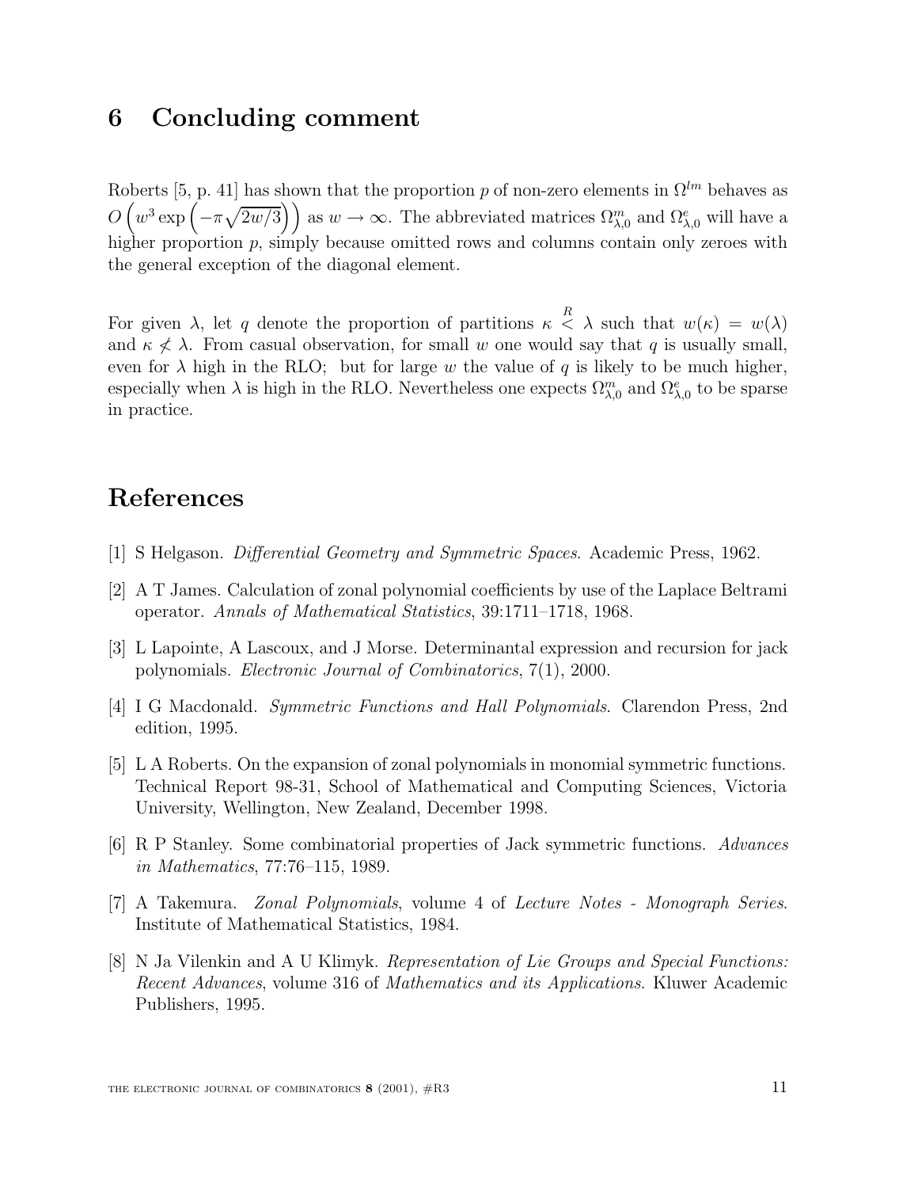## 6 Concluding comment

Roberts [5, p. 41] has shown that the proportion $p$ of non-zero elements in $\Omega^{lm}$ behaves as $O\left(w^3 \exp\left(-\pi\sqrt{2w/3}\right)\right)$ as $w \to \infty$. The abbreviated matrices $\Omega^m_{\lambda,0}$ and $\Omega^e_{\lambda,0}$ will have a higher proportion $p$, simply because omitted rows and columns contain only zeroes with the general exception of the diagonal element.

For given $\lambda$, let $q$ denote the proportion of partitions $\kappa \overset{R}{<} \lambda$ such that $w(\kappa) = w(\lambda)$ and $\kappa \not< \lambda$. From casual observation, for small $w$ one would say that $q$ is usually small, even for $\lambda$ high in the RLO; but for large $w$ the value of $q$ is likely to be much higher, especially when $\lambda$ is high in the RLO. Nevertheless one expects $\Omega^m_{\lambda,0}$ and $\Omega^e_{\lambda,0}$ to be sparse in practice.

## References

[1] S Helgason. *Differential Geometry and Symmetric Spaces*. Academic Press, 1962.

[2] A T James. Calculation of zonal polynomial coefficients by use of the Laplace Beltrami operator. *Annals of Mathematical Statistics*, 39:1711–1718, 1968.

[3] L Lapointe, A Lascoux, and J Morse. Determinantal expression and recursion for jack polynomials. *Electronic Journal of Combinatorics*, 7(1), 2000.

[4] I G Macdonald. *Symmetric Functions and Hall Polynomials*. Clarendon Press, 2nd edition, 1995.

[5] L A Roberts. On the expansion of zonal polynomials in monomial symmetric functions. Technical Report 98-31, School of Mathematical and Computing Sciences, Victoria University, Wellington, New Zealand, December 1998.

[6] R P Stanley. Some combinatorial properties of Jack symmetric functions. *Advances in Mathematics*, 77:76–115, 1989.

[7] A Takemura. *Zonal Polynomials*, volume 4 of *Lecture Notes - Monograph Series*. Institute of Mathematical Statistics, 1984.

[8] N Ja Vilenkin and A U Klimyk. *Representation of Lie Groups and Special Functions: Recent Advances*, volume 316 of *Mathematics and its Applications*. Kluwer Academic Publishers, 1995.